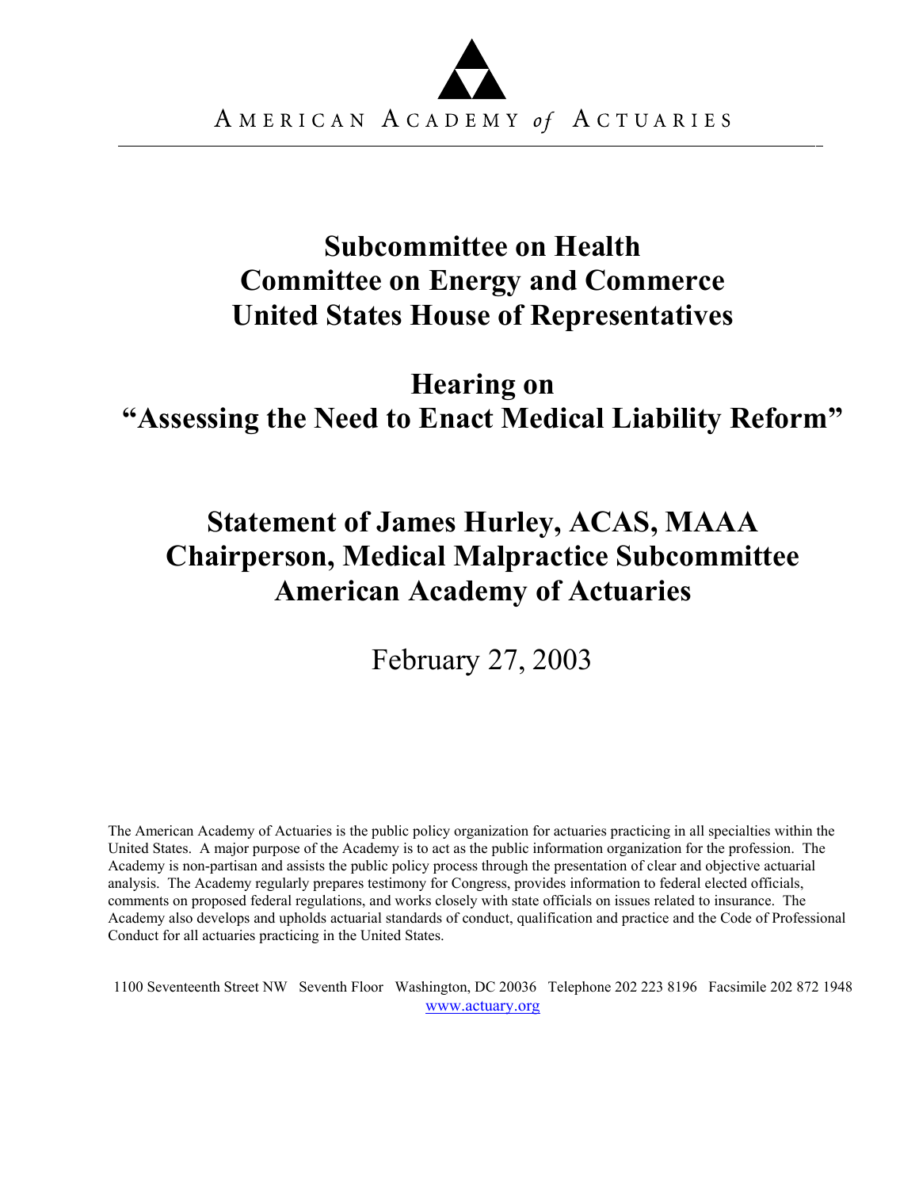AMERICAN ACADEMY *of* ACTUARIES

# Subcommittee on Health
# Committee on Energy and Commerce
# United States House of Representatives

# Hearing on
# "Assessing the Need to Enact Medical Liability Reform"

# Statement of James Hurley, ACAS, MAAA
# Chairperson, Medical Malpractice Subcommittee
# American Academy of Actuaries

February 27, 2003

The American Academy of Actuaries is the public policy organization for actuaries practicing in all specialties within the United States. A major purpose of the Academy is to act as the public information organization for the profession. The Academy is non-partisan and assists the public policy process through the presentation of clear and objective actuarial analysis. The Academy regularly prepares testimony for Congress, provides information to federal elected officials, comments on proposed federal regulations, and works closely with state officials on issues related to insurance. The Academy also develops and upholds actuarial standards of conduct, qualification and practice and the Code of Professional Conduct for all actuaries practicing in the United States.

1100 Seventeenth Street NW Seventh Floor Washington, DC 20036 Telephone 202 223 8196 Facsimile 202 872 1948
www.actuary.org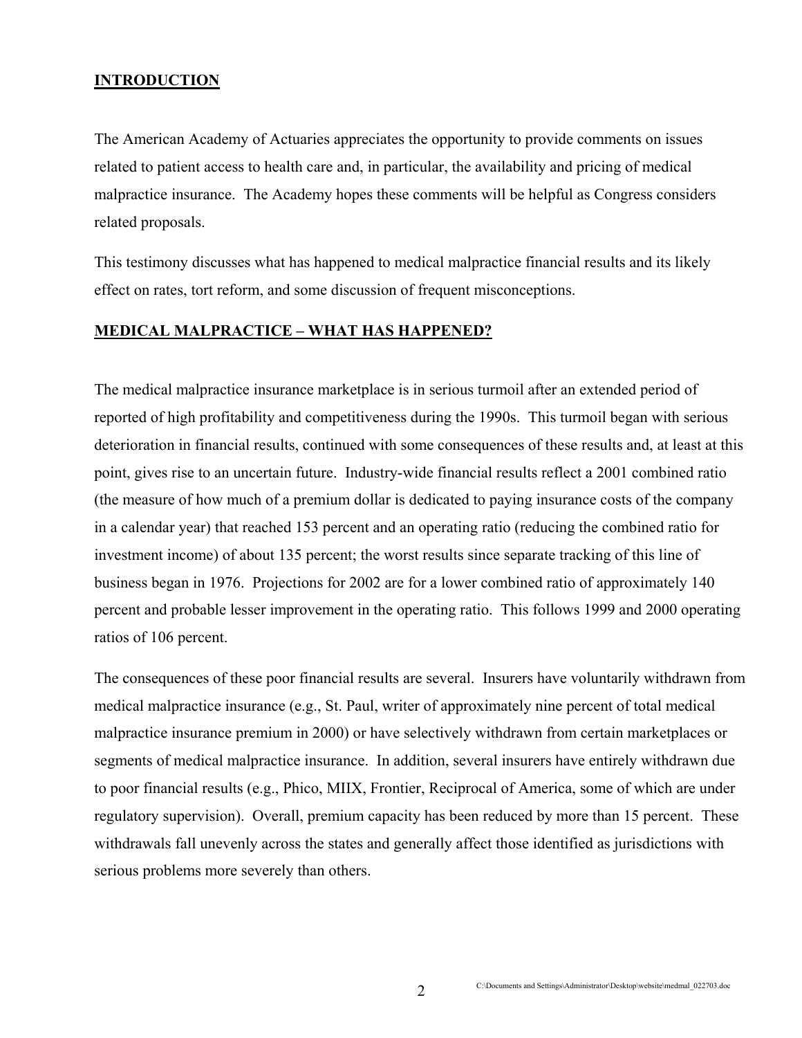## INTRODUCTION

The American Academy of Actuaries appreciates the opportunity to provide comments on issues related to patient access to health care and, in particular, the availability and pricing of medical malpractice insurance. The Academy hopes these comments will be helpful as Congress considers related proposals.

This testimony discusses what has happened to medical malpractice financial results and its likely effect on rates, tort reform, and some discussion of frequent misconceptions.

## MEDICAL MALPRACTICE – WHAT HAS HAPPENED?

The medical malpractice insurance marketplace is in serious turmoil after an extended period of reported of high profitability and competitiveness during the 1990s. This turmoil began with serious deterioration in financial results, continued with some consequences of these results and, at least at this point, gives rise to an uncertain future. Industry-wide financial results reflect a 2001 combined ratio (the measure of how much of a premium dollar is dedicated to paying insurance costs of the company in a calendar year) that reached 153 percent and an operating ratio (reducing the combined ratio for investment income) of about 135 percent; the worst results since separate tracking of this line of business began in 1976. Projections for 2002 are for a lower combined ratio of approximately 140 percent and probable lesser improvement in the operating ratio. This follows 1999 and 2000 operating ratios of 106 percent.

The consequences of these poor financial results are several. Insurers have voluntarily withdrawn from medical malpractice insurance (e.g., St. Paul, writer of approximately nine percent of total medical malpractice insurance premium in 2000) or have selectively withdrawn from certain marketplaces or segments of medical malpractice insurance. In addition, several insurers have entirely withdrawn due to poor financial results (e.g., Phico, MIIX, Frontier, Reciprocal of America, some of which are under regulatory supervision). Overall, premium capacity has been reduced by more than 15 percent. These withdrawals fall unevenly across the states and generally affect those identified as jurisdictions with serious problems more severely than others.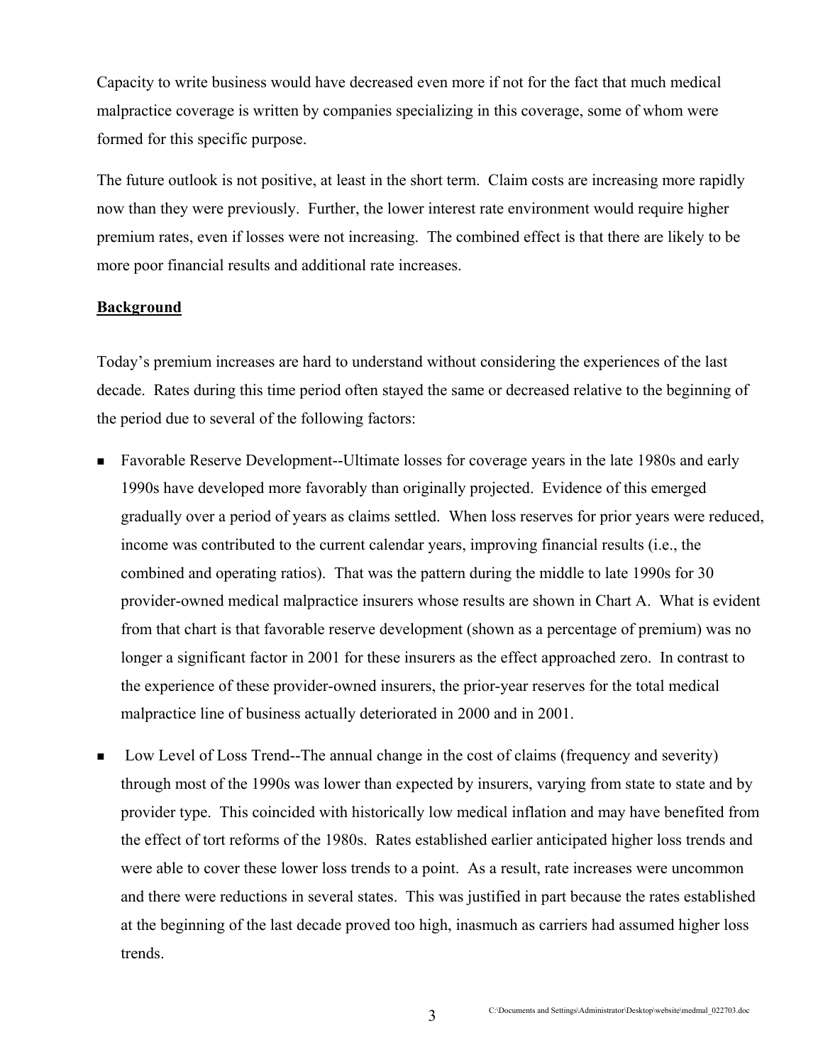Capacity to write business would have decreased even more if not for the fact that much medical malpractice coverage is written by companies specializing in this coverage, some of whom were formed for this specific purpose.

The future outlook is not positive, at least in the short term. Claim costs are increasing more rapidly now than they were previously. Further, the lower interest rate environment would require higher premium rates, even if losses were not increasing. The combined effect is that there are likely to be more poor financial results and additional rate increases.

## Background

Today's premium increases are hard to understand without considering the experiences of the last decade. Rates during this time period often stayed the same or decreased relative to the beginning of the period due to several of the following factors:

- Favorable Reserve Development--Ultimate losses for coverage years in the late 1980s and early 1990s have developed more favorably than originally projected. Evidence of this emerged gradually over a period of years as claims settled. When loss reserves for prior years were reduced, income was contributed to the current calendar years, improving financial results (i.e., the combined and operating ratios). That was the pattern during the middle to late 1990s for 30 provider-owned medical malpractice insurers whose results are shown in Chart A. What is evident from that chart is that favorable reserve development (shown as a percentage of premium) was no longer a significant factor in 2001 for these insurers as the effect approached zero. In contrast to the experience of these provider-owned insurers, the prior-year reserves for the total medical malpractice line of business actually deteriorated in 2000 and in 2001.

- Low Level of Loss Trend--The annual change in the cost of claims (frequency and severity) through most of the 1990s was lower than expected by insurers, varying from state to state and by provider type. This coincided with historically low medical inflation and may have benefited from the effect of tort reforms of the 1980s. Rates established earlier anticipated higher loss trends and were able to cover these lower loss trends to a point. As a result, rate increases were uncommon and there were reductions in several states. This was justified in part because the rates established at the beginning of the last decade proved too high, inasmuch as carriers had assumed higher loss trends.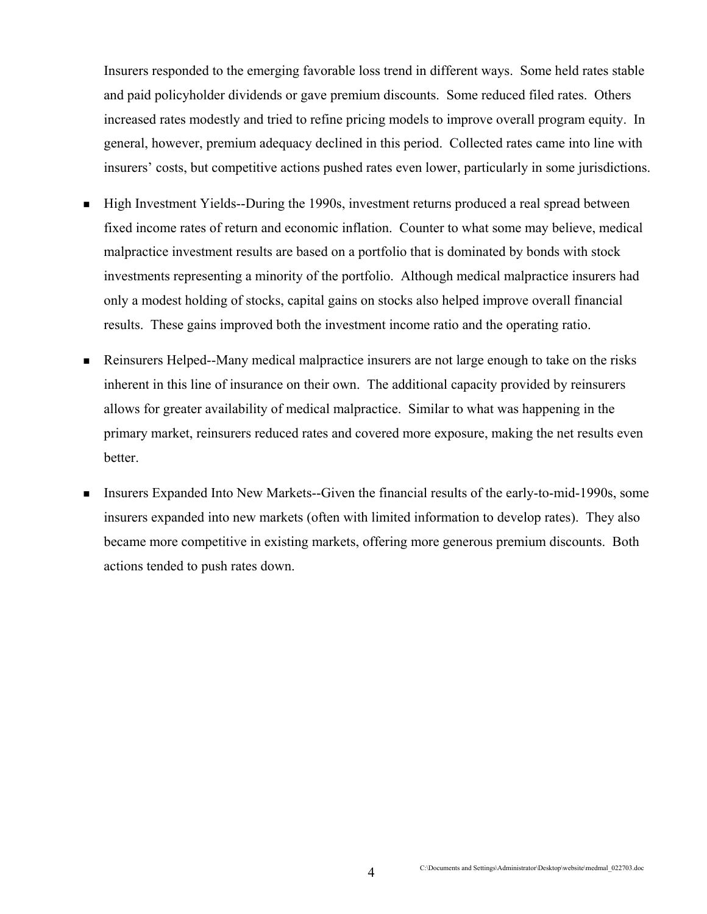Insurers responded to the emerging favorable loss trend in different ways. Some held rates stable and paid policyholder dividends or gave premium discounts. Some reduced filed rates. Others increased rates modestly and tried to refine pricing models to improve overall program equity. In general, however, premium adequacy declined in this period. Collected rates came into line with insurers' costs, but competitive actions pushed rates even lower, particularly in some jurisdictions.

- High Investment Yields--During the 1990s, investment returns produced a real spread between fixed income rates of return and economic inflation. Counter to what some may believe, medical malpractice investment results are based on a portfolio that is dominated by bonds with stock investments representing a minority of the portfolio. Although medical malpractice insurers had only a modest holding of stocks, capital gains on stocks also helped improve overall financial results. These gains improved both the investment income ratio and the operating ratio.

- Reinsurers Helped--Many medical malpractice insurers are not large enough to take on the risks inherent in this line of insurance on their own. The additional capacity provided by reinsurers allows for greater availability of medical malpractice. Similar to what was happening in the primary market, reinsurers reduced rates and covered more exposure, making the net results even better.

- Insurers Expanded Into New Markets--Given the financial results of the early-to-mid-1990s, some insurers expanded into new markets (often with limited information to develop rates). They also became more competitive in existing markets, offering more generous premium discounts. Both actions tended to push rates down.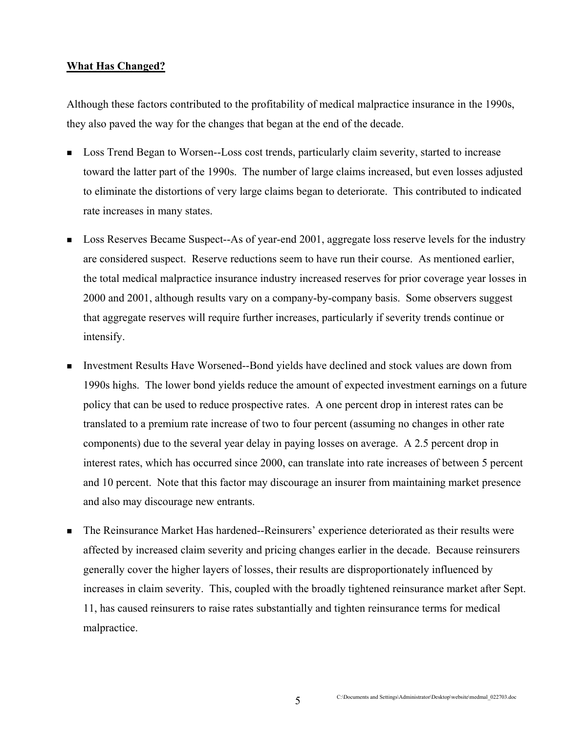**What Has Changed?**

Although these factors contributed to the profitability of medical malpractice insurance in the 1990s, they also paved the way for the changes that began at the end of the decade.

- Loss Trend Began to Worsen--Loss cost trends, particularly claim severity, started to increase toward the latter part of the 1990s. The number of large claims increased, but even losses adjusted to eliminate the distortions of very large claims began to deteriorate. This contributed to indicated rate increases in many states.
- Loss Reserves Became Suspect--As of year-end 2001, aggregate loss reserve levels for the industry are considered suspect. Reserve reductions seem to have run their course. As mentioned earlier, the total medical malpractice insurance industry increased reserves for prior coverage year losses in 2000 and 2001, although results vary on a company-by-company basis. Some observers suggest that aggregate reserves will require further increases, particularly if severity trends continue or intensify.
- Investment Results Have Worsened--Bond yields have declined and stock values are down from 1990s highs. The lower bond yields reduce the amount of expected investment earnings on a future policy that can be used to reduce prospective rates. A one percent drop in interest rates can be translated to a premium rate increase of two to four percent (assuming no changes in other rate components) due to the several year delay in paying losses on average. A 2.5 percent drop in interest rates, which has occurred since 2000, can translate into rate increases of between 5 percent and 10 percent. Note that this factor may discourage an insurer from maintaining market presence and also may discourage new entrants.
- The Reinsurance Market Has hardened--Reinsurers' experience deteriorated as their results were affected by increased claim severity and pricing changes earlier in the decade. Because reinsurers generally cover the higher layers of losses, their results are disproportionately influenced by increases in claim severity. This, coupled with the broadly tightened reinsurance market after Sept. 11, has caused reinsurers to raise rates substantially and tighten reinsurance terms for medical malpractice.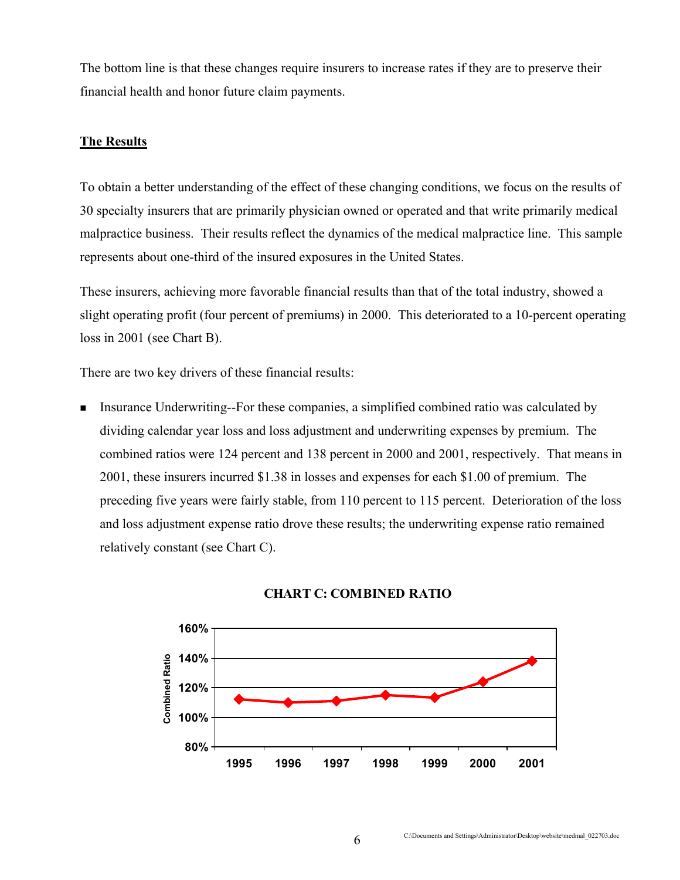The bottom line is that these changes require insurers to increase rates if they are to preserve their financial health and honor future claim payments.

## The Results

To obtain a better understanding of the effect of these changing conditions, we focus on the results of 30 specialty insurers that are primarily physician owned or operated and that write primarily medical malpractice business. Their results reflect the dynamics of the medical malpractice line. This sample represents about one-third of the insured exposures in the United States.

These insurers, achieving more favorable financial results than that of the total industry, showed a slight operating profit (four percent of premiums) in 2000. This deteriorated to a 10-percent operating loss in 2001 (see Chart B).

There are two key drivers of these financial results:

- Insurance Underwriting--For these companies, a simplified combined ratio was calculated by dividing calendar year loss and loss adjustment and underwriting expenses by premium. The combined ratios were 124 percent and 138 percent in 2000 and 2001, respectively. That means in 2001, these insurers incurred $1.38 in losses and expenses for each $1.00 of premium. The preceding five years were fairly stable, from 110 percent to 115 percent. Deterioration of the loss and loss adjustment expense ratio drove these results; the underwriting expense ratio remained relatively constant (see Chart C).

**CHART C: COMBINED RATIO**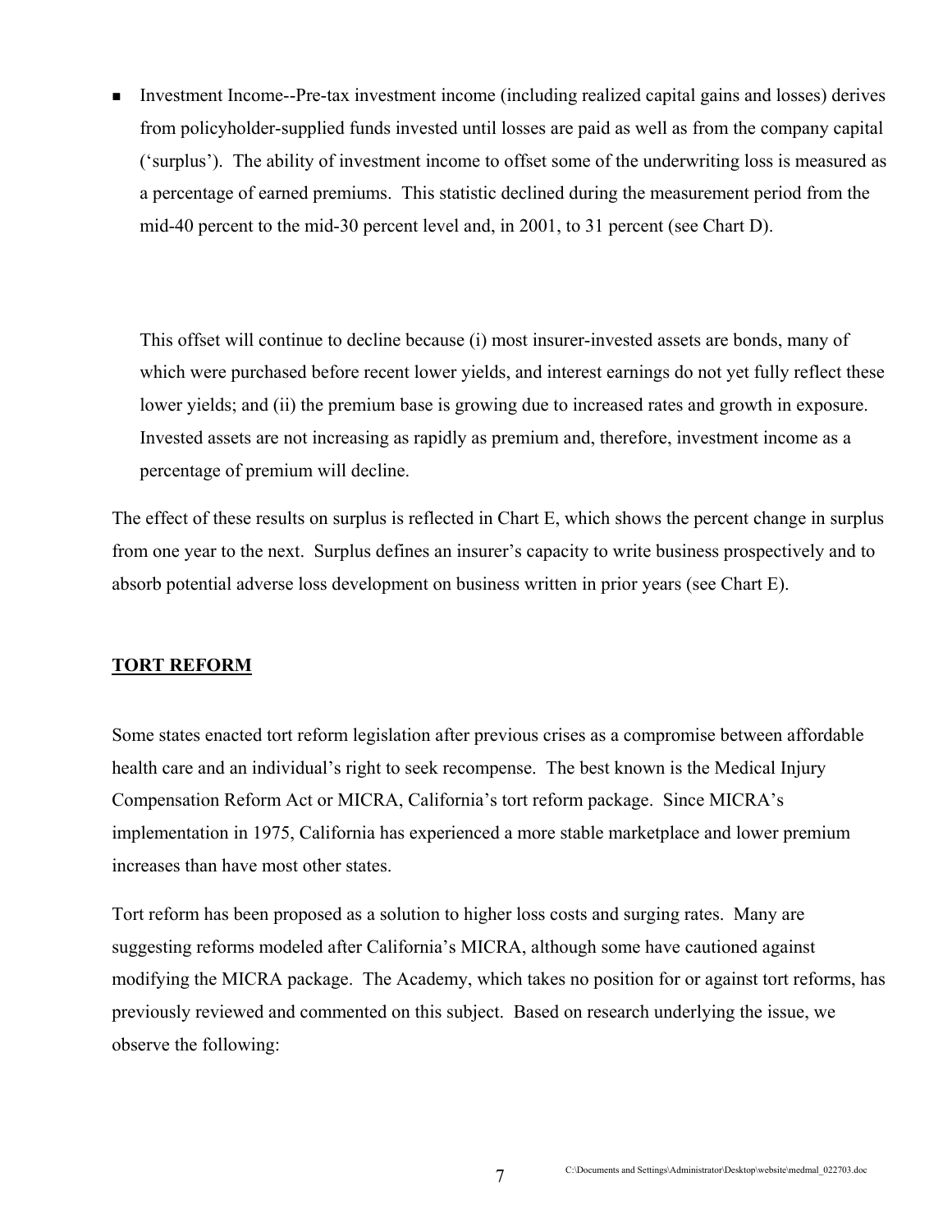- Investment Income--Pre-tax investment income (including realized capital gains and losses) derives from policyholder-supplied funds invested until losses are paid as well as from the company capital ('surplus'). The ability of investment income to offset some of the underwriting loss is measured as a percentage of earned premiums. This statistic declined during the measurement period from the mid-40 percent to the mid-30 percent level and, in 2001, to 31 percent (see Chart D).

  This offset will continue to decline because (i) most insurer-invested assets are bonds, many of which were purchased before recent lower yields, and interest earnings do not yet fully reflect these lower yields; and (ii) the premium base is growing due to increased rates and growth in exposure. Invested assets are not increasing as rapidly as premium and, therefore, investment income as a percentage of premium will decline.

The effect of these results on surplus is reflected in Chart E, which shows the percent change in surplus from one year to the next. Surplus defines an insurer's capacity to write business prospectively and to absorb potential adverse loss development on business written in prior years (see Chart E).

## TORT REFORM

Some states enacted tort reform legislation after previous crises as a compromise between affordable health care and an individual's right to seek recompense. The best known is the Medical Injury Compensation Reform Act or MICRA, California's tort reform package. Since MICRA's implementation in 1975, California has experienced a more stable marketplace and lower premium increases than have most other states.

Tort reform has been proposed as a solution to higher loss costs and surging rates. Many are suggesting reforms modeled after California's MICRA, although some have cautioned against modifying the MICRA package. The Academy, which takes no position for or against tort reforms, has previously reviewed and commented on this subject. Based on research underlying the issue, we observe the following: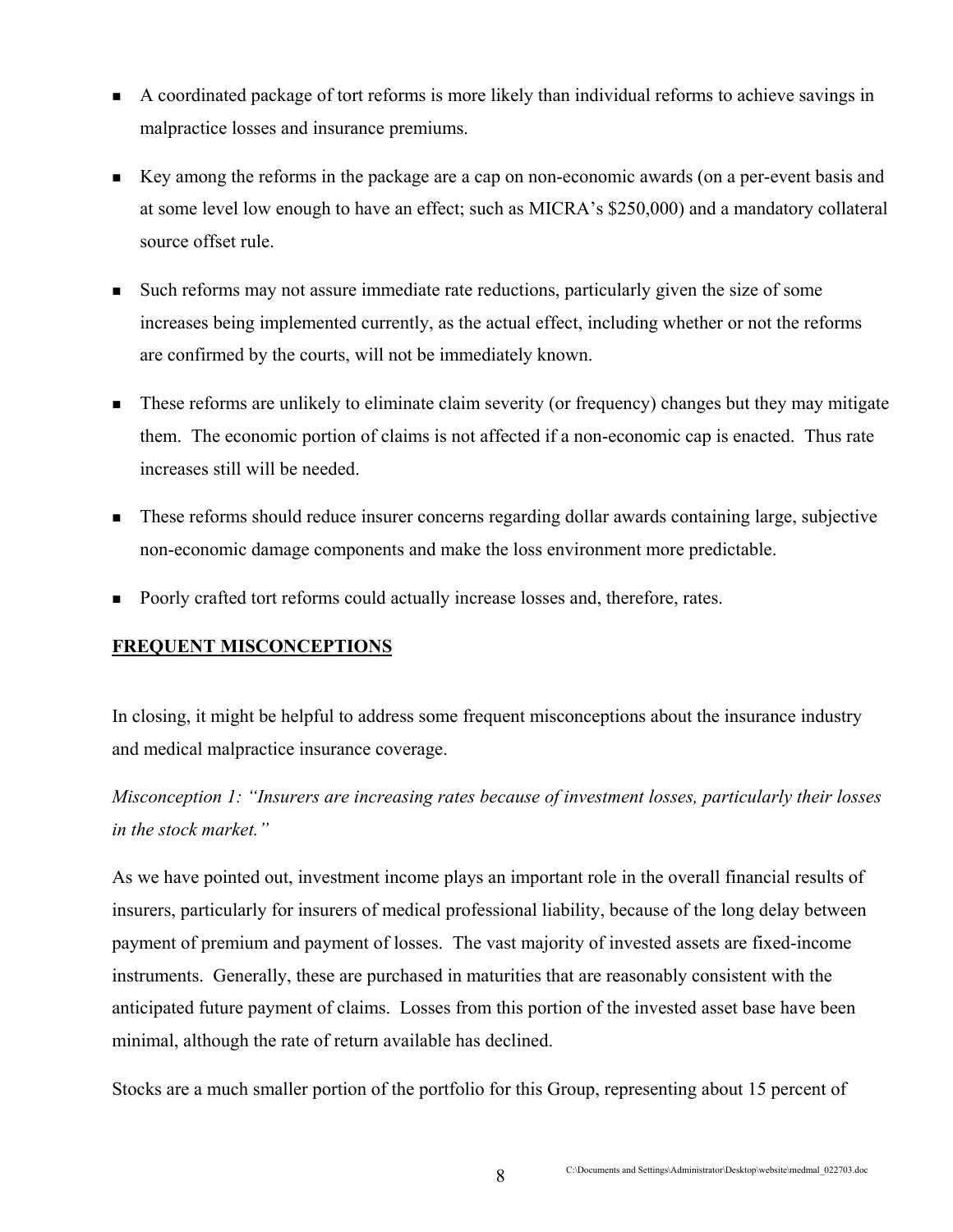- A coordinated package of tort reforms is more likely than individual reforms to achieve savings in malpractice losses and insurance premiums.
- Key among the reforms in the package are a cap on non-economic awards (on a per-event basis and at some level low enough to have an effect; such as MICRA's $250,000) and a mandatory collateral source offset rule.
- Such reforms may not assure immediate rate reductions, particularly given the size of some increases being implemented currently, as the actual effect, including whether or not the reforms are confirmed by the courts, will not be immediately known.
- These reforms are unlikely to eliminate claim severity (or frequency) changes but they may mitigate them. The economic portion of claims is not affected if a non-economic cap is enacted. Thus rate increases still will be needed.
- These reforms should reduce insurer concerns regarding dollar awards containing large, subjective non-economic damage components and make the loss environment more predictable.
- Poorly crafted tort reforms could actually increase losses and, therefore, rates.

## FREQUENT MISCONCEPTIONS

In closing, it might be helpful to address some frequent misconceptions about the insurance industry and medical malpractice insurance coverage.

*Misconception 1: "Insurers are increasing rates because of investment losses, particularly their losses in the stock market."*

As we have pointed out, investment income plays an important role in the overall financial results of insurers, particularly for insurers of medical professional liability, because of the long delay between payment of premium and payment of losses. The vast majority of invested assets are fixed-income instruments. Generally, these are purchased in maturities that are reasonably consistent with the anticipated future payment of claims. Losses from this portion of the invested asset base have been minimal, although the rate of return available has declined.

Stocks are a much smaller portion of the portfolio for this Group, representing about 15 percent of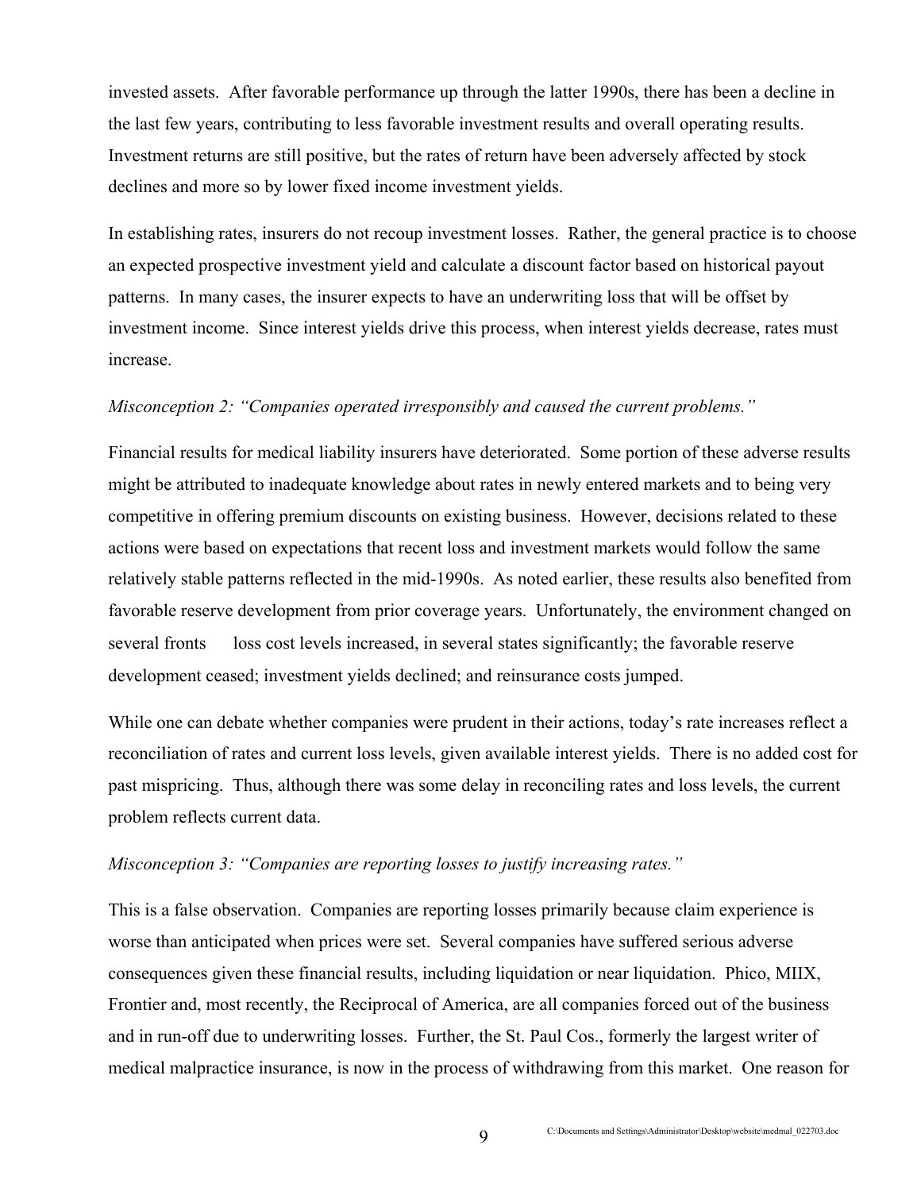invested assets. After favorable performance up through the latter 1990s, there has been a decline in the last few years, contributing to less favorable investment results and overall operating results. Investment returns are still positive, but the rates of return have been adversely affected by stock declines and more so by lower fixed income investment yields.

In establishing rates, insurers do not recoup investment losses. Rather, the general practice is to choose an expected prospective investment yield and calculate a discount factor based on historical payout patterns. In many cases, the insurer expects to have an underwriting loss that will be offset by investment income. Since interest yields drive this process, when interest yields decrease, rates must increase.

*Misconception 2: "Companies operated irresponsibly and caused the current problems."*

Financial results for medical liability insurers have deteriorated. Some portion of these adverse results might be attributed to inadequate knowledge about rates in newly entered markets and to being very competitive in offering premium discounts on existing business. However, decisions related to these actions were based on expectations that recent loss and investment markets would follow the same relatively stable patterns reflected in the mid-1990s. As noted earlier, these results also benefited from favorable reserve development from prior coverage years. Unfortunately, the environment changed on several fronts — loss cost levels increased, in several states significantly; the favorable reserve development ceased; investment yields declined; and reinsurance costs jumped.

While one can debate whether companies were prudent in their actions, today's rate increases reflect a reconciliation of rates and current loss levels, given available interest yields. There is no added cost for past mispricing. Thus, although there was some delay in reconciling rates and loss levels, the current problem reflects current data.

*Misconception 3: "Companies are reporting losses to justify increasing rates."*

This is a false observation. Companies are reporting losses primarily because claim experience is worse than anticipated when prices were set. Several companies have suffered serious adverse consequences given these financial results, including liquidation or near liquidation. Phico, MIIX, Frontier and, most recently, the Reciprocal of America, are all companies forced out of the business and in run-off due to underwriting losses. Further, the St. Paul Cos., formerly the largest writer of medical malpractice insurance, is now in the process of withdrawing from this market. One reason for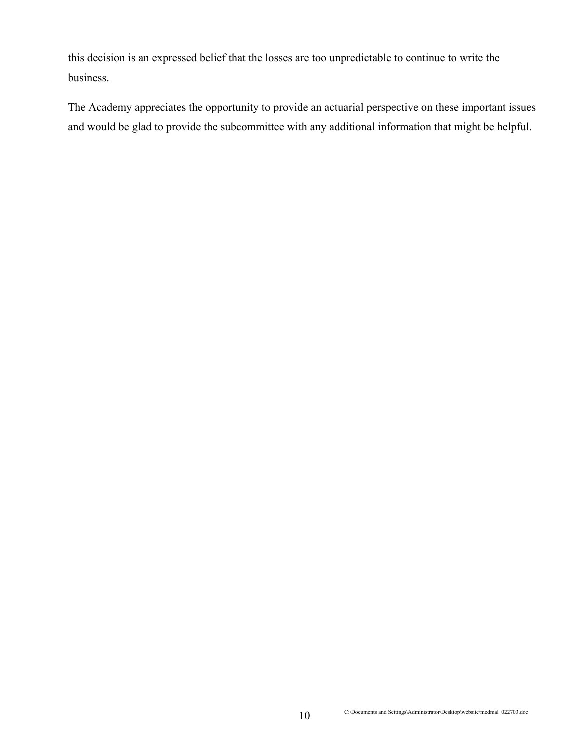this decision is an expressed belief that the losses are too unpredictable to continue to write the business.

The Academy appreciates the opportunity to provide an actuarial perspective on these important issues and would be glad to provide the subcommittee with any additional information that might be helpful.